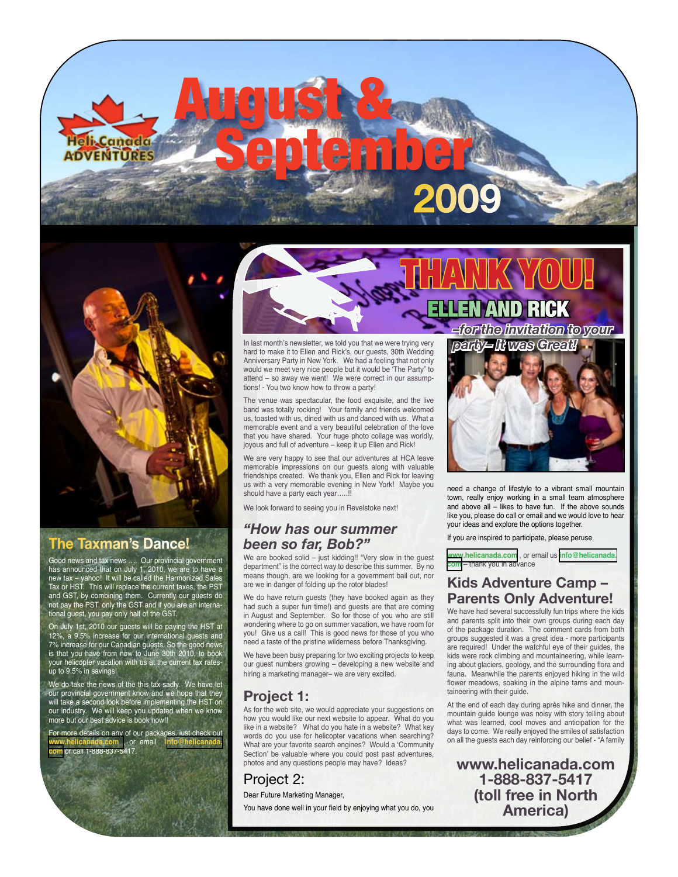# August & September 2009

Heli Canada ADVENTURES

## The Taxman's Dance!

Good news and tax news …. Our provincial government has announced that on July 1, 2010, we are to have a new tax – yahoo! It will be called the Harmonized Sales Tax or HST. This will replace the current taxes, the PST and GST, by combining them. Currently our guests do not pay the PST, only the GST and if you are an international guest, you pay only half of the GST.

On July 1st, 2010 our guests will be paying the HST at 12%, a 9.5% increase for our international guests and 7% increase for our Canadian guests. So the good news is that you have from now to June 30th 2010, to book your helicopter vacation with us at the current tax rates-up to 9.5% in savings!

We do take the news of the this tax sadly. We have let our provincial government know and we hope that they will take a second look before implementing the HST on our industry. We will keep you updated when we know more but our best advice is book now!!

For more details on any of our packages, just check out www.helicanada.com, or email info@helicanada.com or call 1-888-837-5417.

## THANK YOU! ELLEN AND RICK

*–for the invitation to your party– It was Great!*

In last month's newsletter, we told you that we were trying very hard to make it to Ellen and Rick's, our guests, 30th Wedding Anniversary Party in New York. We had a feeling that not only would we meet very nice people but it would be 'The Party" to attend – so away we went! We were correct in our assumptions! - You two know how to throw a party!

The venue was spectacular, the food exquisite, and the live band was totally rocking! Your family and friends welcomed us, toasted with us, dined with us and danced with us. What a memorable event and a very beautiful celebration of the love that you have shared. Your huge photo collage was worldly, joyous and full of adventure – keep it up Ellen and Rick!

We are very happy to see that our adventures at HCA leave memorable impressions on our guests along with valuable friendships created. We thank you, Ellen and Rick for leaving us with a very memorable evening in New York! Maybe you should have a party each year…..!!

We look forward to seeing you in Revelstoke next!

## *"How has our summer been so far, Bob?"*

We are booked solid – just kidding!! "Very slow in the guest department" is the correct way to describe this summer. By no means though, are we looking for a government bail out, nor are we in danger of folding up the rotor blades!

We do have return guests (they have booked again as they had such a super fun time!) and guests are that are coming in August and September. So for those of you who are still wondering where to go on summer vacation, we have room for you! Give us a call! This is good news for those of you who need a taste of the pristine wilderness before Thanksgiving.

We have been busy preparing for two exciting projects to keep our guest numbers growing – developing a new website and hiring a marketing manager– we are very excited.

## Project 1:

As for the web site, we would appreciate your suggestions on how you would like our next website to appear. What do you like in a website? What do you hate in a website? What key words do you use for helicopter vacations when searching? What are your favorite search engines? Would a 'Community Section' be valuable where you could post past adventures, photos and any questions people may have? Ideas?

## Project 2:

Dear Future Marketing Manager,

You have done well in your field by enjoying what you do, you need a change of lifestyle to a vibrant small mountain town, really enjoy working in a small team atmosphere and above all – likes to have fun. If the above sounds like you, please do call or email and we would love to hear your ideas and explore the options together.

If you are inspired to participate, please peruse www.helicanada.com, or email us info@helicanada.com – thank you in advance

## Kids Adventure Camp – Parents Only Adventure!

We have had several successfully fun trips where the kids and parents split into their own groups during each day of the package duration. The comment cards from both groups suggested it was a great idea - more participants are required! Under the watchful eye of their guides, the kids were rock climbing and mountaineering, while learning about glaciers, geology, and the surrounding flora and fauna. Meanwhile the parents enjoyed hiking in the wild flower meadows, soaking in the alpine tarns and mountaineering with their guide.

At the end of each day during après hike and dinner, the mountain guide lounge was noisy with story telling about what was learned, cool moves and anticipation for the days to come. We really enjoyed the smiles of satisfaction on all the guests each day reinforcing our belief - "A family

**www.helicanada.com**
**1-888-837-5417**
**(toll free in North America)**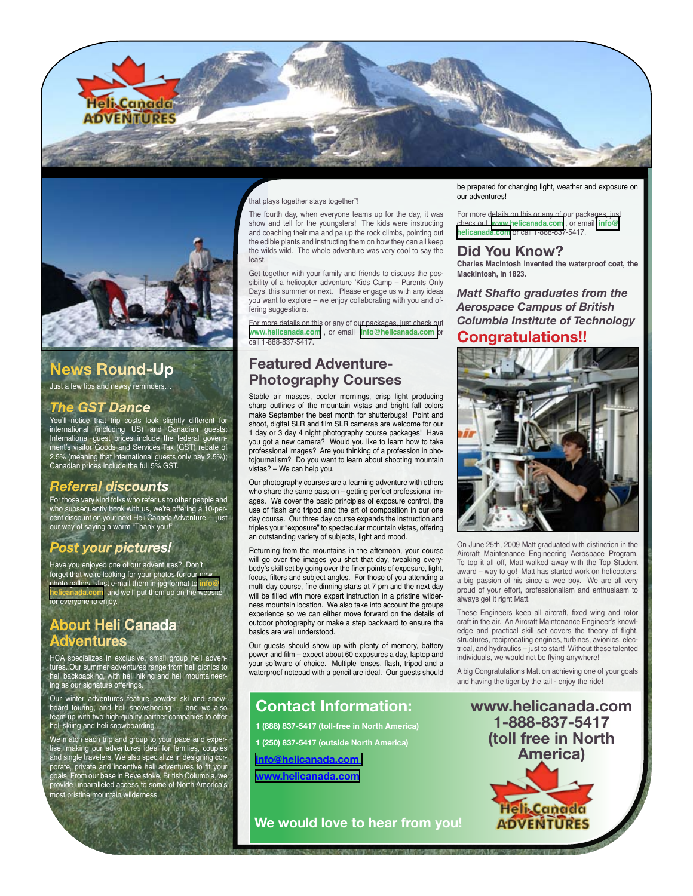## News Round-Up

Just a few tips and newsy reminders…

### The GST Dance

You'll notice that trip costs look slightly different for international (including US) and Canadian guests: International guest prices include the federal government's visitor Goods and Services Tax (GST) rebate of 2.5% (meaning that international guests only pay 2.5%); Canadian prices include the full 5% GST.

### Referral discounts

For those very kind folks who refer us to other people and who subsequently book with us, we're offering a 10-per-cent discount on your next Heli Canada Adventure — just our way of saying a warm "Thank you!"

### Post your pictures!

Have you enjoyed one of our adventures? Don't forget that we're looking for your photos for our new photo gallery. Just e-mail them in jpg format to info@helicanada.com and we'll put them up on the website for everyone to enjoy.

## About Heli Canada Adventures

HCA specializes in exclusive, small group heli adventures. Our summer adventures range from heli picnics to heli backpacking, with heli hiking and heli mountaineering as our signature offerings.

Our winter adventures feature powder ski and snowboard touring, and heli snowshoeing — and we also team up with two high-quality partner companies to offer heli skiing and heli snowboarding.

We match each trip and group to your pace and expertise, making our adventures ideal for families, couples and single travelers. We also specialize in designing corporate, private and incentive heli adventures to fit your goals. From our base in Revelstoke, British Columbia, we provide unparalleled access to some of North America's most pristine mountain wilderness.

that plays together stays together"!

The fourth day, when everyone teams up for the day, it was show and tell for the youngsters! The kids were instructing and coaching their ma and pa up the rock climbs, pointing out the edible plants and instructing them on how they can all keep the wilds wild. The whole adventure was very cool to say the least.

Get together with your family and friends to discuss the possibility of a helicopter adventure 'Kids Camp – Parents Only Days' this summer or next. Please engage us with any ideas you want to explore – we enjoy collaborating with you and offering suggestions.

For more details on this or any of our packages, just check out www.helicanada.com , or email info@helicanada.com or call 1-888-837-5417.

## Featured Adventure- Photography Courses

Stable air masses, cooler mornings, crisp light producing sharp outlines of the mountain vistas and bright fall colors make September the best month for shutterbugs! Point and shoot, digital SLR and film SLR cameras are welcome for our 1 day or 3 day 4 night photography course packages! Have you got a new camera? Would you like to learn how to take professional images? Are you thinking of a profession in photojournalism? Do you want to learn about shooting mountain vistas? – We can help you.

Our photography courses are a learning adventure with others who share the same passion – getting perfect professional images. We cover the basic principles of exposure control, the use of flash and tripod and the art of composition in our one day course. Our three day course expands the instruction and triples your "exposure" to spectacular mountain vistas, offering an outstanding variety of subjects, light and mood.

Returning from the mountains in the afternoon, your course will go over the images you shot that day, tweaking everybody's skill set by going over the finer points of exposure, light, focus, filters and subject angles. For those of you attending a multi day course, fine dinning starts at 7 pm and the next day will be filled with more expert instruction in a pristine wilderness mountain location. We also take into account the groups experience so we can either move forward on the details of outdoor photography or make a step backward to ensure the basics are well understood.

Our guests should show up with plenty of memory, battery power and film – expect about 60 exposures a day, laptop and your software of choice. Multiple lenses, flash, tripod and a waterproof notepad with a pencil are ideal. Our guests should be prepared for changing light, weather and exposure on our adventures!

For more details on this or any of our packages, just check out www.helicanada.com, or email info@helicanada.com or call 1-888-837-5417.

## Did You Know?

**Charles Macintosh invented the waterproof coat, the Mackintosh, in 1823.**

### *Matt Shafto graduates from the Aerospace Campus of British Columbia Institute of Technology*

## Congratulations!!

On June 25th, 2009 Matt graduated with distinction in the Aircraft Maintenance Engineering Aerospace Program. To top it all off, Matt walked away with the Top Student award – way to go! Matt has started work on helicopters, a big passion of his since a wee boy. We are all very proud of your effort, professionalism and enthusiasm to always get it right Matt.

These Engineers keep all aircraft, fixed wing and rotor craft in the air. An Aircraft Maintenance Engineer's knowledge and practical skill set covers the theory of flight, structures, reciprocating engines, turbines, avionics, electrical, and hydraulics – just to start! Without these talented individuals, we would not be flying anywhere!

A big Congratulations Matt on achieving one of your goals and having the tiger by the tail - enjoy the ride!

## Contact Information:

**1 (888) 837-5417 (toll-free in North America)**

**1 (250) 837-5417 (outside North America)**

**info@helicanada.com**

**www.helicanada.com**

**We would love to hear from you!**

**www.helicanada.com**
**1-888-837-5417**
**(toll free in North America)**